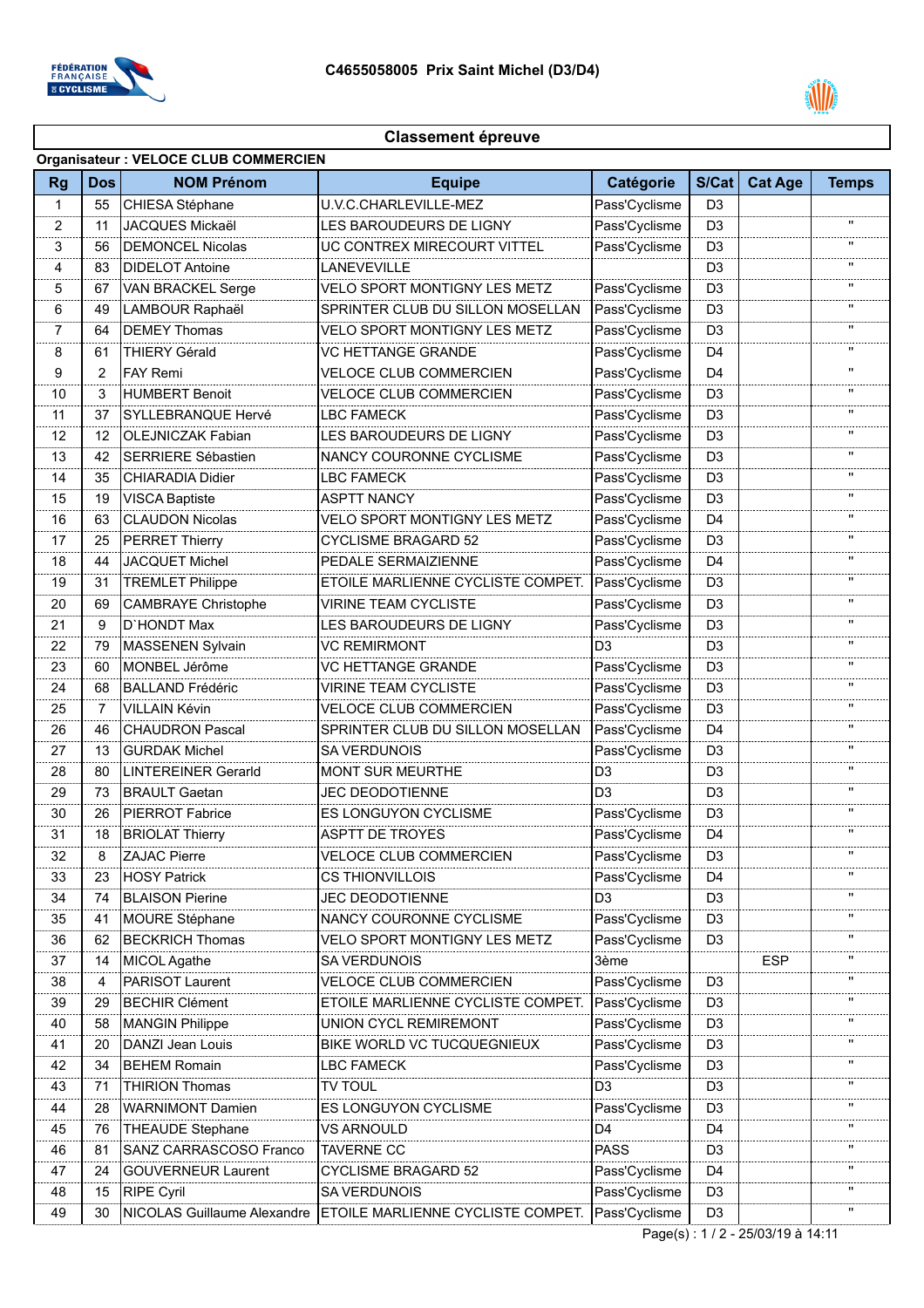C4655058005 Prix Saint Michel (D3/D4)

## Classement épreuve

**Organisateur : VELOCE CLUB COMMERCIEN**

| Rg | Dos | NOM Prénom | Equipe | Catégorie | S/Cat | Cat Age | Temps |
|---|---|---|---|---|---|---|---|
| 1 | 55 | CHIESA Stéphane | U.V.C.CHARLEVILLE-MEZ | Pass'Cyclisme | D3 | | |
| 2 | 11 | JACQUES Mickaël | LES BAROUDEURS DE LIGNY | Pass'Cyclisme | D3 | | " |
| 3 | 56 | DEMONCEL Nicolas | UC CONTREX MIRECOURT VITTEL | Pass'Cyclisme | D3 | | " |
| 4 | 83 | DIDELOT Antoine | LANEVEVILLE | | D3 | | " |
| 5 | 67 | VAN BRACKEL Serge | VELO SPORT MONTIGNY LES METZ | Pass'Cyclisme | D3 | | " |
| 6 | 49 | LAMBOUR Raphaël | SPRINTER CLUB DU SILLON MOSELLAN | Pass'Cyclisme | D3 | | " |
| 7 | 64 | DEMEY Thomas | VELO SPORT MONTIGNY LES METZ | Pass'Cyclisme | D3 | | " |
| 8 | 61 | THIERY Gérald | VC HETTANGE GRANDE | Pass'Cyclisme | D4 | | " |
| 9 | 2 | FAY Remi | VELOCE CLUB COMMERCIEN | Pass'Cyclisme | D4 | | " |
| 10 | 3 | HUMBERT Benoit | VELOCE CLUB COMMERCIEN | Pass'Cyclisme | D3 | | " |
| 11 | 37 | SYLLEBRANQUE Hervé | LBC FAMECK | Pass'Cyclisme | D3 | | " |
| 12 | 12 | OLEJNICZAK Fabian | LES BAROUDEURS DE LIGNY | Pass'Cyclisme | D3 | | " |
| 13 | 42 | SERRIERE Sébastien | NANCY COURONNE CYCLISME | Pass'Cyclisme | D3 | | " |
| 14 | 35 | CHIARADIA Didier | LBC FAMECK | Pass'Cyclisme | D3 | | " |
| 15 | 19 | VISCA Baptiste | ASPTT NANCY | Pass'Cyclisme | D3 | | " |
| 16 | 63 | CLAUDON Nicolas | VELO SPORT MONTIGNY LES METZ | Pass'Cyclisme | D4 | | " |
| 17 | 25 | PERRET Thierry | CYCLISME BRAGARD 52 | Pass'Cyclisme | D3 | | " |
| 18 | 44 | JACQUET Michel | PEDALE SERMAIZIENNE | Pass'Cyclisme | D4 | | " |
| 19 | 31 | TREMLET Philippe | ETOILE MARLIENNE CYCLISTE COMPET. | Pass'Cyclisme | D3 | | " |
| 20 | 69 | CAMBRAYE Christophe | VIRINE TEAM CYCLISTE | Pass'Cyclisme | D3 | | " |
| 21 | 9 | D`HONDT Max | LES BAROUDEURS DE LIGNY | Pass'Cyclisme | D3 | | " |
| 22 | 79 | MASSENEN Sylvain | VC REMIRMONT | D3 | D3 | | " |
| 23 | 60 | MONBEL Jérôme | VC HETTANGE GRANDE | Pass'Cyclisme | D3 | | " |
| 24 | 68 | BALLAND Frédéric | VIRINE TEAM CYCLISTE | Pass'Cyclisme | D3 | | " |
| 25 | 7 | VILLAIN Kévin | VELOCE CLUB COMMERCIEN | Pass'Cyclisme | D3 | | " |
| 26 | 46 | CHAUDRON Pascal | SPRINTER CLUB DU SILLON MOSELLAN | Pass'Cyclisme | D4 | | " |
| 27 | 13 | GURDAK Michel | SA VERDUNOIS | Pass'Cyclisme | D3 | | " |
| 28 | 80 | LINTEREINER Gerarld | MONT SUR MEURTHE | D3 | D3 | | " |
| 29 | 73 | BRAULT Gaetan | JEC DEODOTIENNE | D3 | D3 | | " |
| 30 | 26 | PIERROT Fabrice | ES LONGUYON CYCLISME | Pass'Cyclisme | D3 | | " |
| 31 | 18 | BRIOLAT Thierry | ASPTT DE TROYES | Pass'Cyclisme | D4 | | " |
| 32 | 8 | ZAJAC Pierre | VELOCE CLUB COMMERCIEN | Pass'Cyclisme | D3 | | " |
| 33 | 23 | HOSY Patrick | CS THIONVILLOIS | Pass'Cyclisme | D4 | | " |
| 34 | 74 | BLAISON Pierine | JEC DEODOTIENNE | D3 | D3 | | " |
| 35 | 41 | MOURE Stéphane | NANCY COURONNE CYCLISME | Pass'Cyclisme | D3 | | " |
| 36 | 62 | BECKRICH Thomas | VELO SPORT MONTIGNY LES METZ | Pass'Cyclisme | D3 | | " |
| 37 | 14 | MICOL Agathe | SA VERDUNOIS | 3ème | | ESP | " |
| 38 | 4 | PARISOT Laurent | VELOCE CLUB COMMERCIEN | Pass'Cyclisme | D3 | | " |
| 39 | 29 | BECHIR Clément | ETOILE MARLIENNE CYCLISTE COMPET. | Pass'Cyclisme | D3 | | " |
| 40 | 58 | MANGIN Philippe | UNION CYCL REMIREMONT | Pass'Cyclisme | D3 | | " |
| 41 | 20 | DANZI Jean Louis | BIKE WORLD VC TUCQUEGNIEUX | Pass'Cyclisme | D3 | | " |
| 42 | 34 | BEHEM Romain | LBC FAMECK | Pass'Cyclisme | D3 | | " |
| 43 | 71 | THIRION Thomas | TV TOUL | D3 | D3 | | " |
| 44 | 28 | WARNIMONT Damien | ES LONGUYON CYCLISME | Pass'Cyclisme | D3 | | " |
| 45 | 76 | THEAUDE Stephane | VS ARNOULD | D4 | D4 | | " |
| 46 | 81 | SANZ CARRASCOSO Franco | TAVERNE CC | PASS | D3 | | " |
| 47 | 24 | GOUVERNEUR Laurent | CYCLISME BRAGARD 52 | Pass'Cyclisme | D4 | | " |
| 48 | 15 | RIPE Cyril | SA VERDUNOIS | Pass'Cyclisme | D3 | | " |
| 49 | 30 | NICOLAS Guillaume Alexandre | ETOILE MARLIENNE CYCLISTE COMPET. | Pass'Cyclisme | D3 | | " |

Page(s) : 1 / 2 - 25/03/19 à 14:11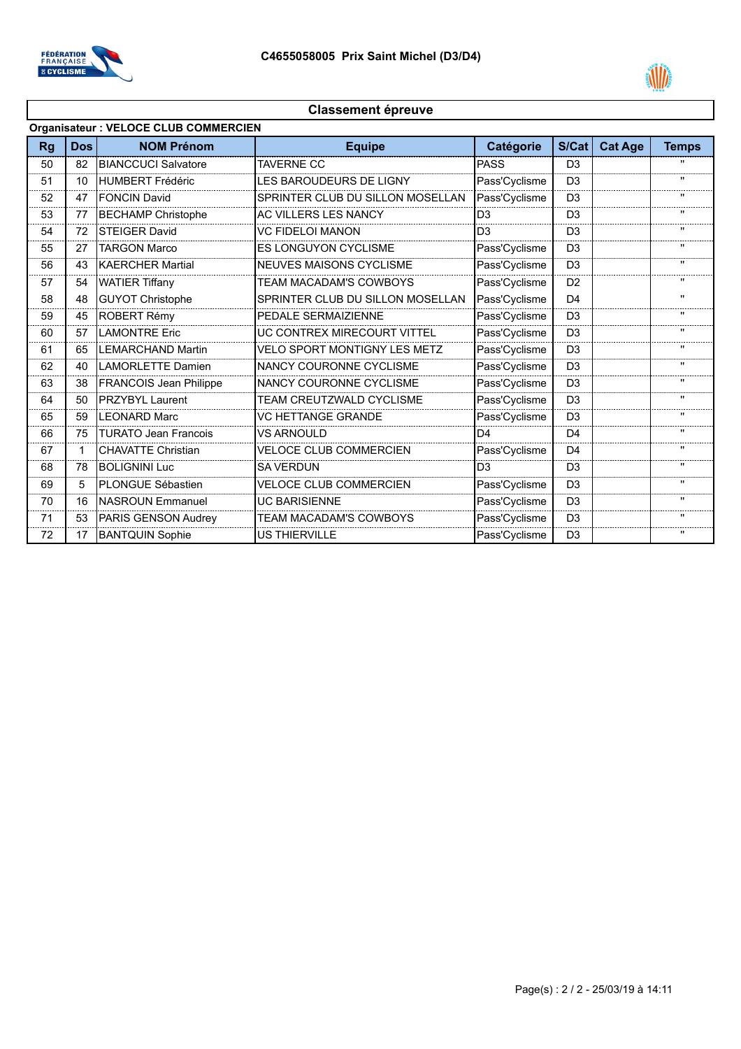**C4655058005 Prix Saint Michel (D3/D4)**

## Classement épreuve

**Organisateur : VELOCE CLUB COMMERCIEN**

| Rg | Dos | NOM Prénom | Equipe | Catégorie | S/Cat | Cat Age | Temps |
|---|---|---|---|---|---|---|---|
| 50 | 82 | BIANCCUCI Salvatore | TAVERNE CC | PASS | D3 | | " |
| 51 | 10 | HUMBERT Frédéric | LES BAROUDEURS DE LIGNY | Pass'Cyclisme | D3 | | " |
| 52 | 47 | FONCIN David | SPRINTER CLUB DU SILLON MOSELLAN | Pass'Cyclisme | D3 | | " |
| 53 | 77 | BECHAMP Christophe | AC VILLERS LES NANCY | D3 | D3 | | " |
| 54 | 72 | STEIGER David | VC FIDELOI MANON | D3 | D3 | | " |
| 55 | 27 | TARGON Marco | ES LONGUYON CYCLISME | Pass'Cyclisme | D3 | | " |
| 56 | 43 | KAERCHER Martial | NEUVES MAISONS CYCLISME | Pass'Cyclisme | D3 | | " |
| 57 | 54 | WATIER Tiffany | TEAM MACADAM'S COWBOYS | Pass'Cyclisme | D2 | | " |
| 58 | 48 | GUYOT Christophe | SPRINTER CLUB DU SILLON MOSELLAN | Pass'Cyclisme | D4 | | " |
| 59 | 45 | ROBERT Rémy | PEDALE SERMAIZIENNE | Pass'Cyclisme | D3 | | " |
| 60 | 57 | LAMONTRE Eric | UC CONTREX MIRECOURT VITTEL | Pass'Cyclisme | D3 | | " |
| 61 | 65 | LEMARCHAND Martin | VELO SPORT MONTIGNY LES METZ | Pass'Cyclisme | D3 | | " |
| 62 | 40 | LAMORLETTE Damien | NANCY COURONNE CYCLISME | Pass'Cyclisme | D3 | | " |
| 63 | 38 | FRANCOIS Jean Philippe | NANCY COURONNE CYCLISME | Pass'Cyclisme | D3 | | " |
| 64 | 50 | PRZYBYL Laurent | TEAM CREUTZWALD CYCLISME | Pass'Cyclisme | D3 | | " |
| 65 | 59 | LEONARD Marc | VC HETTANGE GRANDE | Pass'Cyclisme | D3 | | " |
| 66 | 75 | TURATO Jean Francois | VS ARNOULD | D4 | D4 | | " |
| 67 | 1 | CHAVATTE Christian | VELOCE CLUB COMMERCIEN | Pass'Cyclisme | D4 | | " |
| 68 | 78 | BOLIGNINI Luc | SA VERDUN | D3 | D3 | | " |
| 69 | 5 | PLONGUE Sébastien | VELOCE CLUB COMMERCIEN | Pass'Cyclisme | D3 | | " |
| 70 | 16 | NASROUN Emmanuel | UC BARISIENNE | Pass'Cyclisme | D3 | | " |
| 71 | 53 | PARIS GENSON Audrey | TEAM MACADAM'S COWBOYS | Pass'Cyclisme | D3 | | " |
| 72 | 17 | BANTQUIN Sophie | US THIERVILLE | Pass'Cyclisme | D3 | | " |